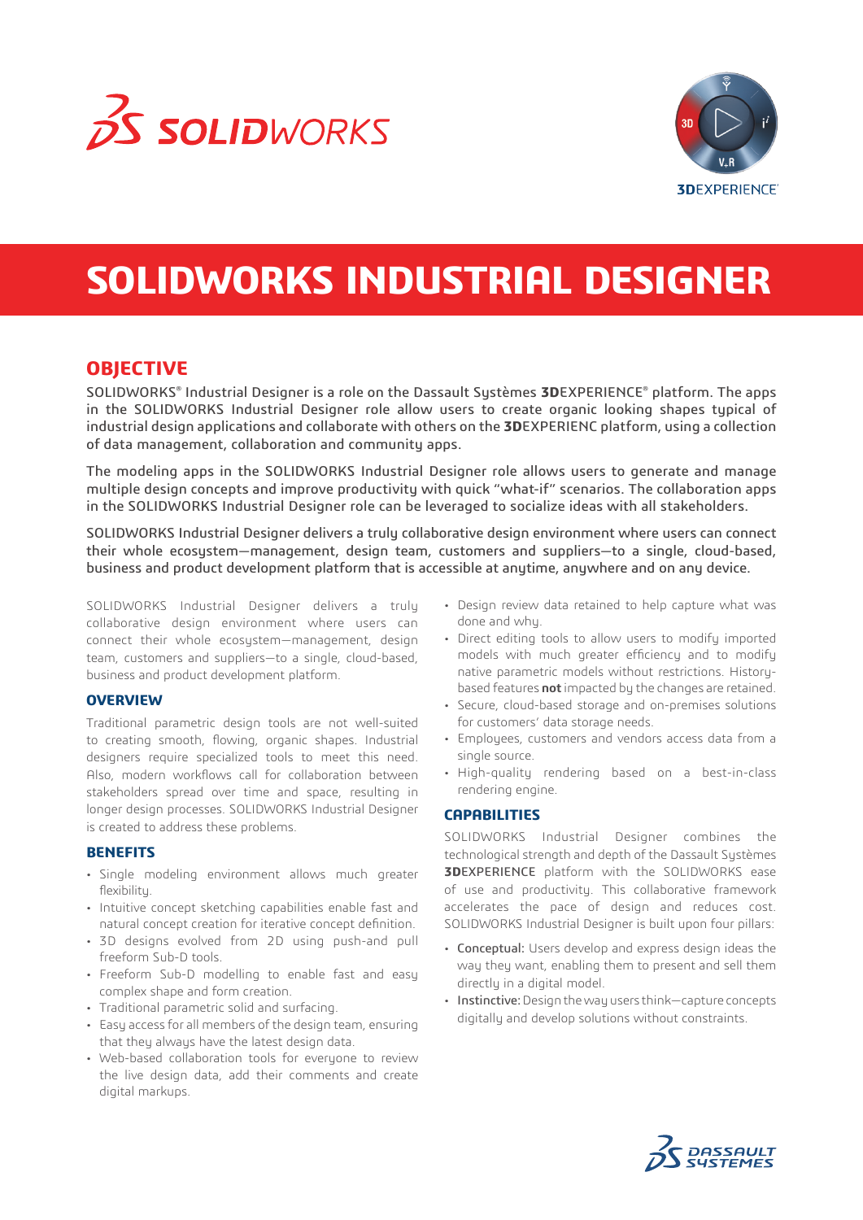# SOLIDWORKS INDUSTRIAL DESIGNER

## OBJECTIVE

SOLIDWORKS® Industrial Designer is a role on the Dassault Systèmes **3D**EXPERIENCE® platform. The apps in the SOLIDWORKS Industrial Designer role allow users to create organic looking shapes typical of industrial design applications and collaborate with others on the **3D**EXPERIENC platform, using a collection of data management, collaboration and community apps.

The modeling apps in the SOLIDWORKS Industrial Designer role allows users to generate and manage multiple design concepts and improve productivity with quick "what-if" scenarios. The collaboration apps in the SOLIDWORKS Industrial Designer role can be leveraged to socialize ideas with all stakeholders.

SOLIDWORKS Industrial Designer delivers a truly collaborative design environment where users can connect their whole ecosystem—management, design team, customers and suppliers—to a single, cloud-based, business and product development platform that is accessible at anytime, anywhere and on any device.

SOLIDWORKS Industrial Designer delivers a truly collaborative design environment where users can connect their whole ecosystem—management, design team, customers and suppliers—to a single, cloud-based, business and product development platform.

### OVERVIEW

Traditional parametric design tools are not well-suited to creating smooth, flowing, organic shapes. Industrial designers require specialized tools to meet this need. Also, modern workflows call for collaboration between stakeholders spread over time and space, resulting in longer design processes. SOLIDWORKS Industrial Designer is created to address these problems.

### BENEFITS

- Single modeling environment allows much greater flexibility.
- Intuitive concept sketching capabilities enable fast and natural concept creation for iterative concept definition.
- 3D designs evolved from 2D using push-and pull freeform Sub-D tools.
- Freeform Sub-D modelling to enable fast and easy complex shape and form creation.
- Traditional parametric solid and surfacing.
- Easy access for all members of the design team, ensuring that they always have the latest design data.
- Web-based collaboration tools for everyone to review the live design data, add their comments and create digital markups.
- Design review data retained to help capture what was done and why.
- Direct editing tools to allow users to modify imported models with much greater efficiency and to modify native parametric models without restrictions. History-based features **not** impacted by the changes are retained.
- Secure, cloud-based storage and on-premises solutions for customers' data storage needs.
- Employees, customers and vendors access data from a single source.
- High-quality rendering based on a best-in-class rendering engine.

### CAPABILITIES

SOLIDWORKS Industrial Designer combines the technological strength and depth of the Dassault Systèmes **3D**EXPERIENCE platform with the SOLIDWORKS ease of use and productivity. This collaborative framework accelerates the pace of design and reduces cost. SOLIDWORKS Industrial Designer is built upon four pillars:

- Conceptual: Users develop and express design ideas the way they want, enabling them to present and sell them directly in a digital model.
- Instinctive: Design the way users think—capture concepts digitally and develop solutions without constraints.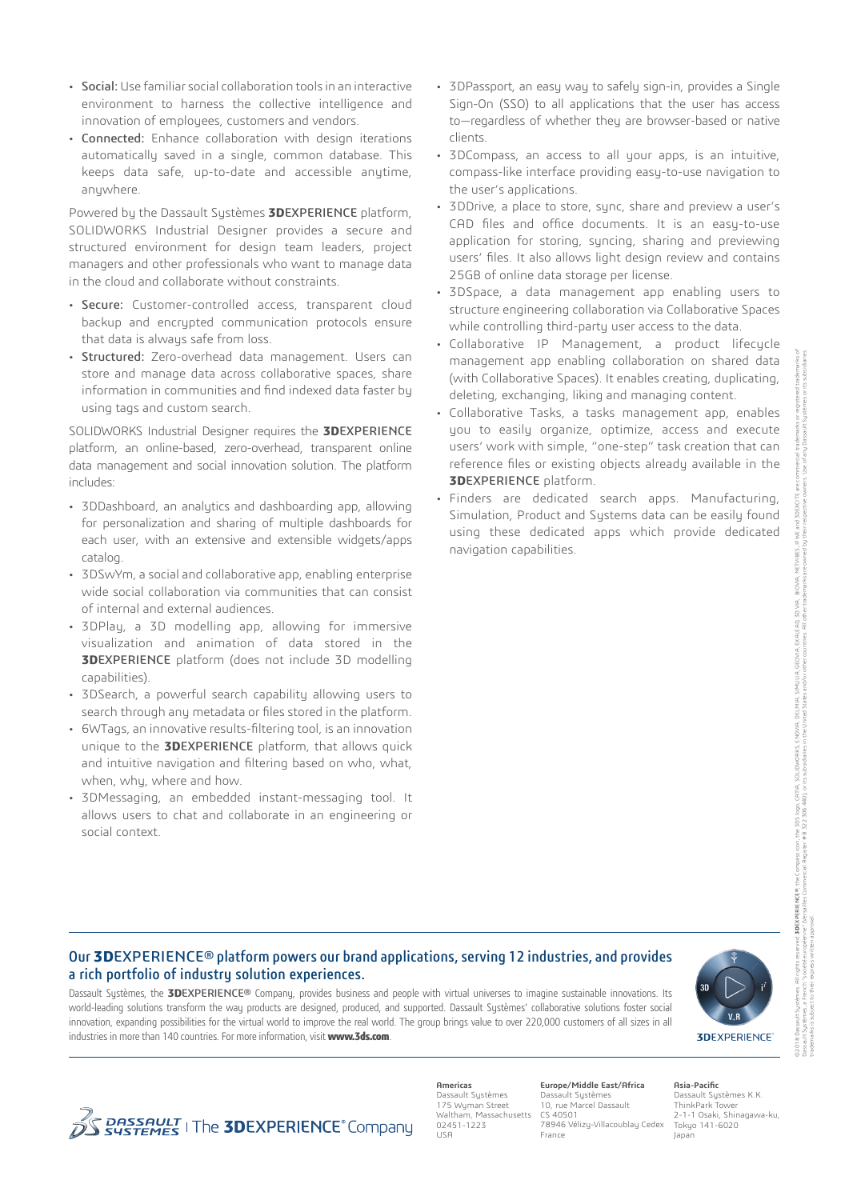- **Social:** Use familiar social collaboration tools in an interactive environment to harness the collective intelligence and innovation of employees, customers and vendors.
- **Connected:** Enhance collaboration with design iterations automatically saved in a single, common database. This keeps data safe, up-to-date and accessible anytime, anywhere.

Powered by the Dassault Systèmes **3D**EXPERIENCE platform, SOLIDWORKS Industrial Designer provides a secure and structured environment for design team leaders, project managers and other professionals who want to manage data in the cloud and collaborate without constraints.

- **Secure:** Customer-controlled access, transparent cloud backup and encrypted communication protocols ensure that data is always safe from loss.
- **Structured:** Zero-overhead data management. Users can store and manage data across collaborative spaces, share information in communities and find indexed data faster by using tags and custom search.

SOLIDWORKS Industrial Designer requires the **3D**EXPERIENCE platform, an online-based, zero-overhead, transparent online data management and social innovation solution. The platform includes:

- 3DDashboard, an analytics and dashboarding app, allowing for personalization and sharing of multiple dashboards for each user, with an extensive and extensible widgets/apps catalog.
- 3DSwYm, a social and collaborative app, enabling enterprise wide social collaboration via communities that can consist of internal and external audiences.
- 3DPlay, a 3D modelling app, allowing for immersive visualization and animation of data stored in the **3D**EXPERIENCE platform (does not include 3D modelling capabilities).
- 3DSearch, a powerful search capability allowing users to search through any metadata or files stored in the platform.
- 6WTags, an innovative results-filtering tool, is an innovation unique to the **3D**EXPERIENCE platform, that allows quick and intuitive navigation and filtering based on who, what, when, why, where and how.
- 3DMessaging, an embedded instant-messaging tool. It allows users to chat and collaborate in an engineering or social context.
- 3DPassport, an easy way to safely sign-in, provides a Single Sign-On (SSO) to all applications that the user has access to—regardless of whether they are browser-based or native clients.
- 3DCompass, an access to all your apps, is an intuitive, compass-like interface providing easy-to-use navigation to the user's applications.
- 3DDrive, a place to store, sync, share and preview a user's CAD files and office documents. It is an easy-to-use application for storing, syncing, sharing and previewing users' files. It also allows light design review and contains 25GB of online data storage per license.
- 3DSpace, a data management app enabling users to structure engineering collaboration via Collaborative Spaces while controlling third-party user access to the data.
- Collaborative IP Management, a product lifecycle management app enabling collaboration on shared data (with Collaborative Spaces). It enables creating, duplicating, deleting, exchanging, liking and managing content.
- Collaborative Tasks, a tasks management app, enables you to easily organize, optimize, access and execute users' work with simple, "one-step" task creation that can reference files or existing objects already available in the **3D**EXPERIENCE platform.
- Finders are dedicated search apps. Manufacturing, Simulation, Product and Systems data can be easily found using these dedicated apps which provide dedicated navigation capabilities.

## Our 3DEXPERIENCE® platform powers our brand applications, serving 12 industries, and provides a rich portfolio of industry solution experiences.

Dassault Systèmes, the **3D**EXPERIENCE® Company, provides business and people with virtual universes to imagine sustainable innovations. Its world-leading solutions transform the way products are designed, produced, and supported. Dassault Systèmes' collaborative solutions foster social innovation, expanding possibilities for the virtual world to improve the real world. The group brings value to over 220,000 customers of all sizes in all industries in more than 140 countries. For more information, visit **www.3ds.com**.

DASSAULT SYSTEMES | The **3D**EXPERIENCE® Company

**Americas**
Dassault Systèmes
175 Wyman Street
Waltham, Massachusetts
02451-1223
USA

**Europe/Middle East/Africa**
Dassault Systèmes
10, rue Marcel Dassault
CS 40501
78946 Vélizy-Villacoublay Cedex
France

**Asia-Pacific**
Dassault Systèmes K.K.
ThinkPark Tower
2-1-1 Osaki, Shinagawa-ku,
Tokyo 141-6020
Japan